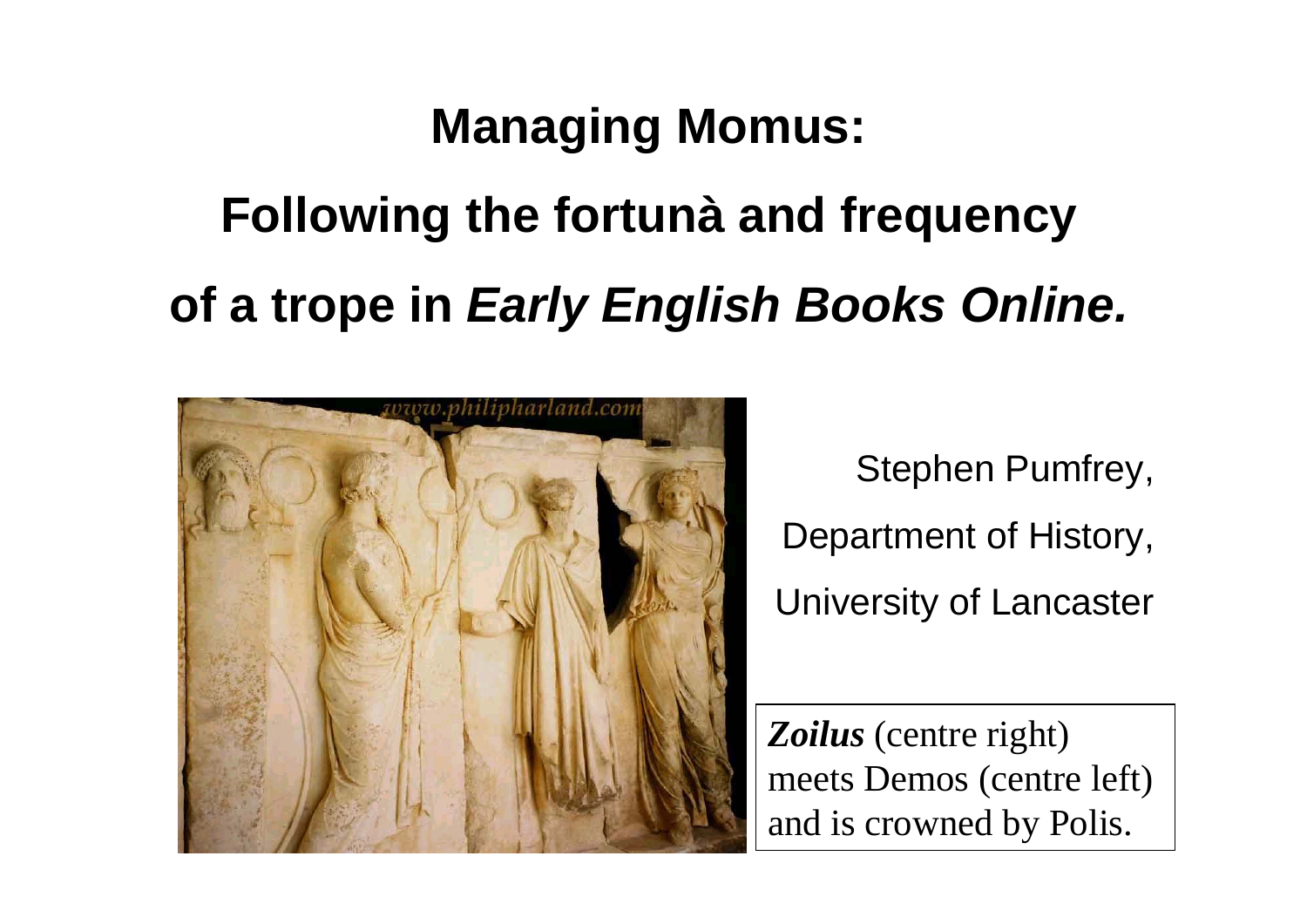# Managing Momus:

# Following the fortunà and frequency of a trope in *Early English Books Online.*

Stephen Pumfrey,

Department of History,

University of Lancaster

***Zoilus*** (centre right) meets Demos (centre left) and is crowned by Polis.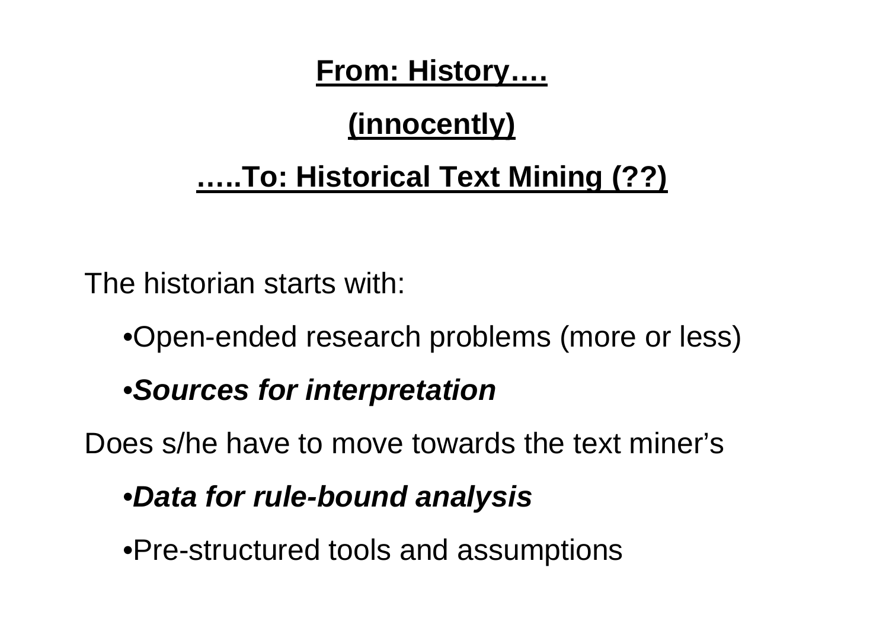## <u>From: History….</u>

## <u>(innocently)</u>

## <u>…..To: Historical Text Mining (??)</u>

The historian starts with:

- Open-ended research problems (more or less)
- ***Sources for interpretation***

Does s/he have to move towards the text miner's

- ***Data for rule-bound analysis***
- Pre-structured tools and assumptions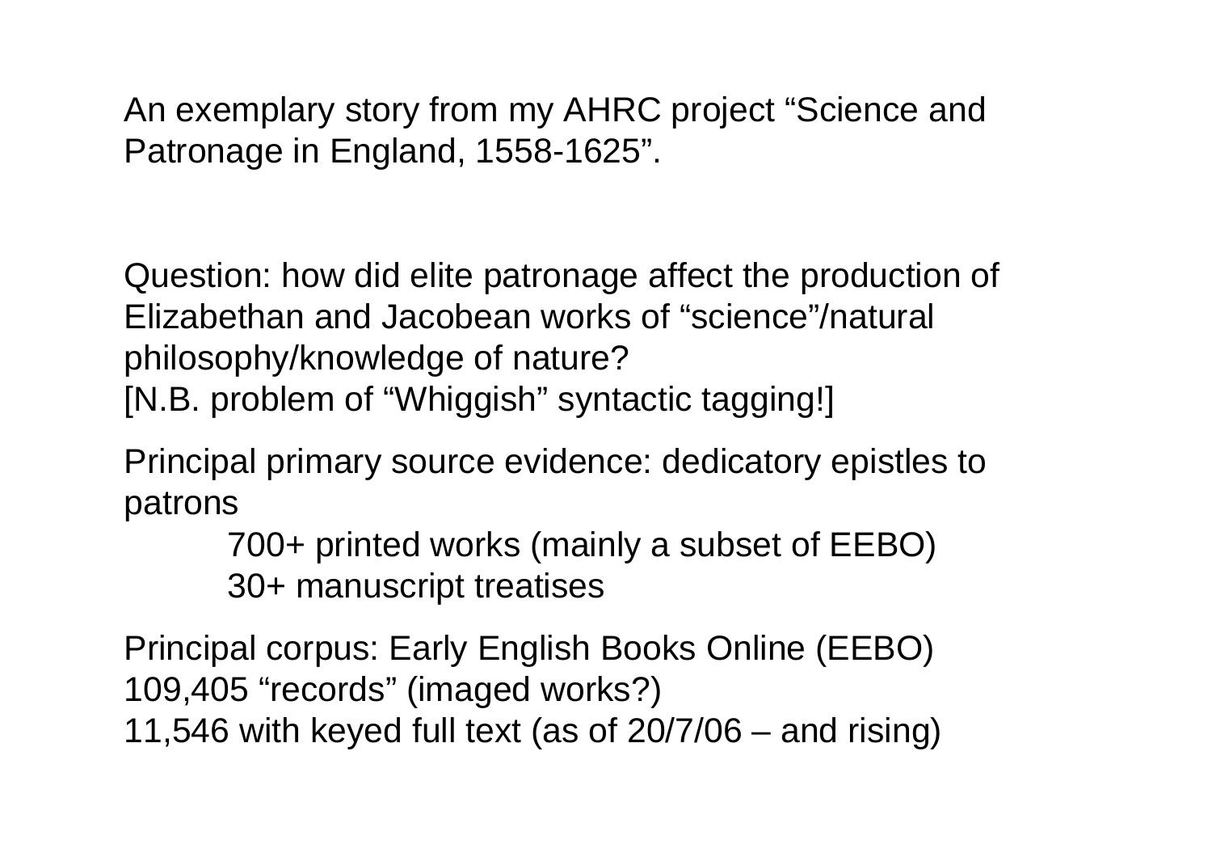An exemplary story from my AHRC project “Science and Patronage in England, 1558-1625”.

Question: how did elite patronage affect the production of Elizabethan and Jacobean works of “science”/natural philosophy/knowledge of nature?
[N.B. problem of “Whiggish” syntactic tagging!]

Principal primary source evidence: dedicatory epistles to patrons

- 700+ printed works (mainly a subset of EEBO)
- 30+ manuscript treatises

Principal corpus: Early English Books Online (EEBO)
109,405 “records” (imaged works?)
11,546 with keyed full text (as of 20/7/06 – and rising)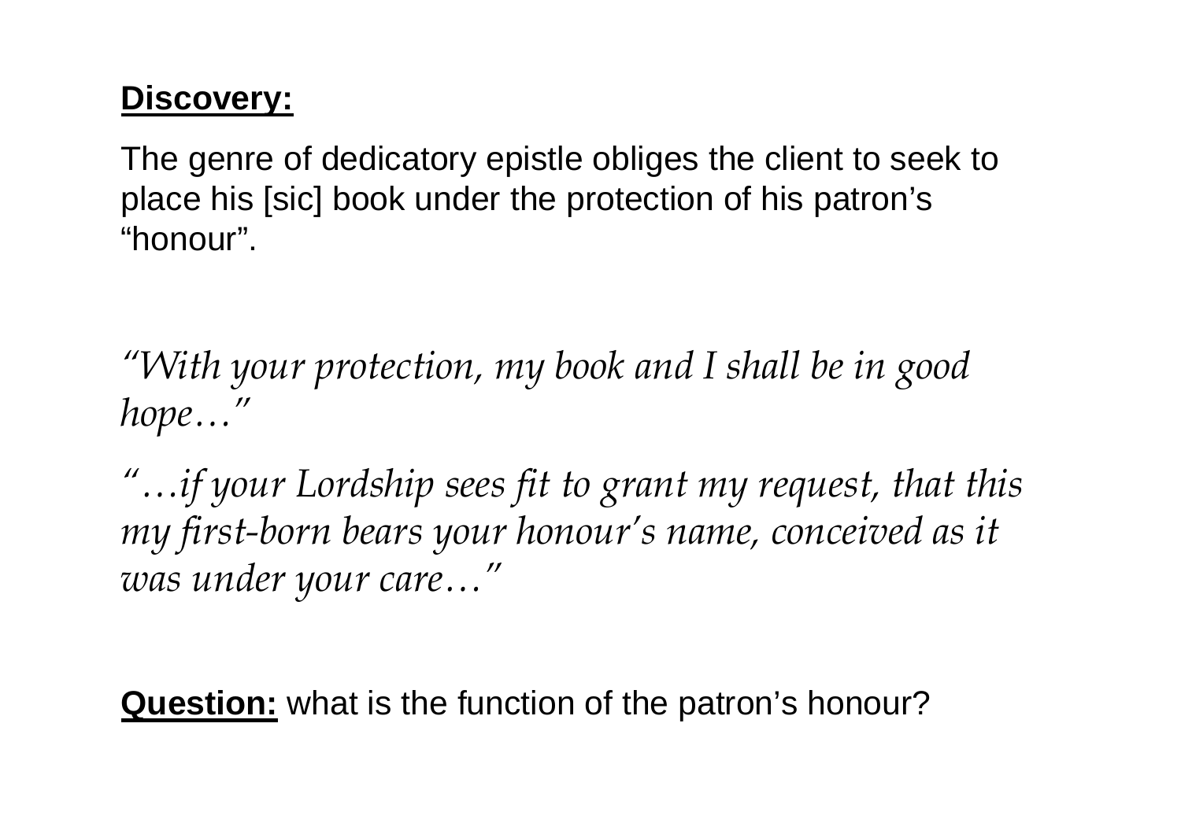**<u>Discovery:</u>**

The genre of dedicatory epistle obliges the client to seek to place his [sic] book under the protection of his patron's "honour".

*"With your protection, my book and I shall be in good hope…"*

*"…if your Lordship sees fit to grant my request, that this my first-born bears your honour's name, conceived as it was under your care…"*

**<u>Question:</u>** what is the function of the patron's honour?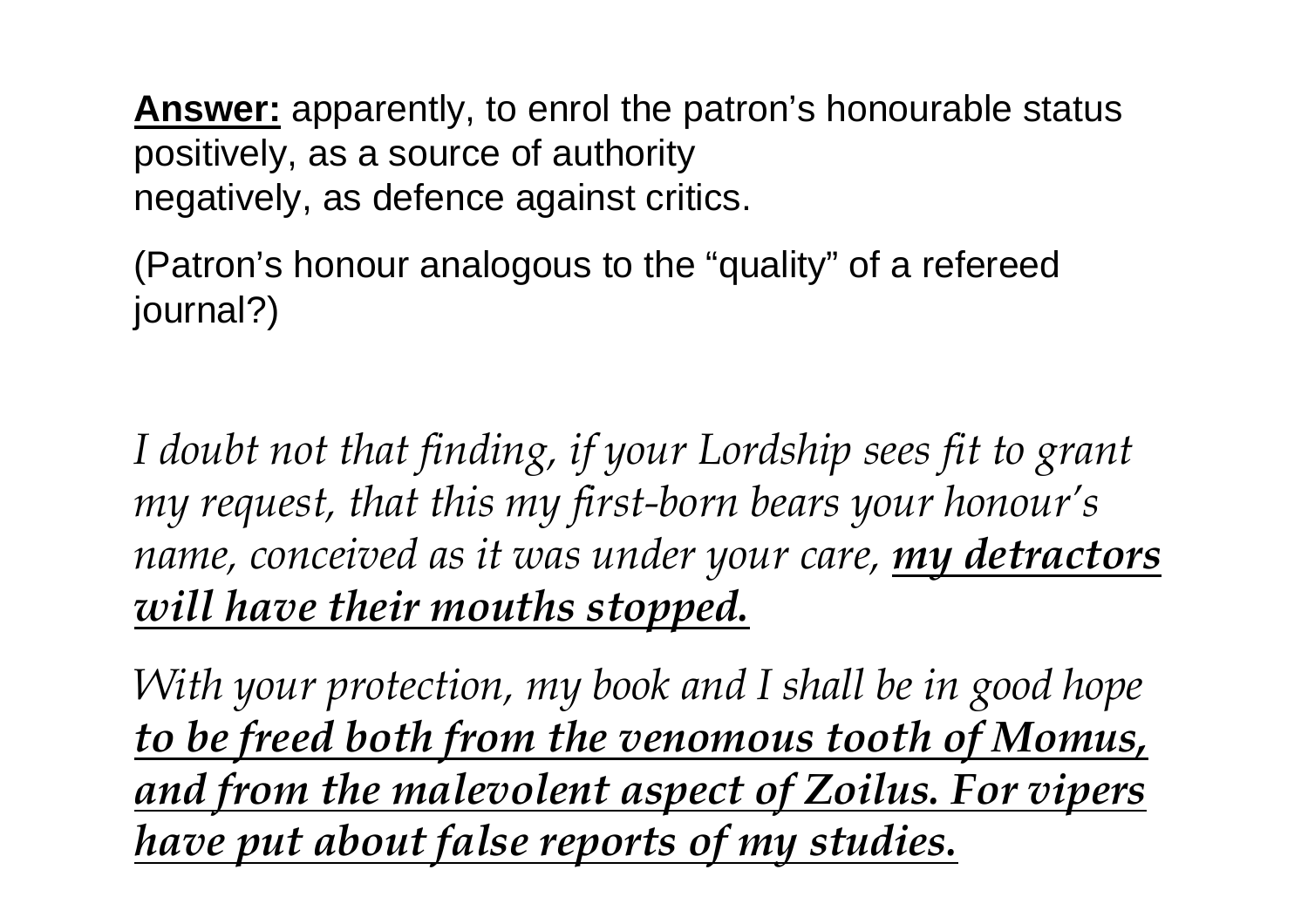**Answer:** apparently, to enrol the patron's honourable status
positively, as a source of authority
negatively, as defence against critics.

(Patron's honour analogous to the "quality" of a refereed journal?)

*I doubt not that finding, if your Lordship sees fit to grant my request, that this my first-born bears your honour's name, conceived as it was under your care,* ***my detractors will have their mouths stopped.***

*With your protection, my book and I shall be in good hope* ***to be freed both from the venomous tooth of Momus, and from the malevolent aspect of Zoilus. For vipers have put about false reports of my studies.***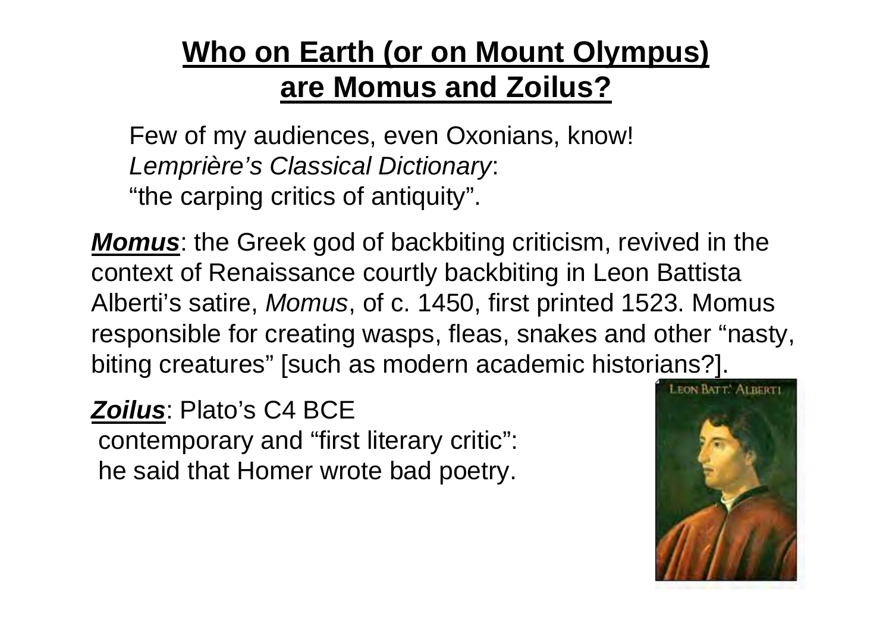# Who on Earth (or on Mount Olympus) are Momus and Zoilus?

Few of my audiences, even Oxonians, know!
*Lemprière's Classical Dictionary*:
"the carping critics of antiquity".

***Momus***: the Greek god of backbiting criticism, revived in the context of Renaissance courtly backbiting in Leon Battista Alberti's satire, *Momus*, of c. 1450, first printed 1523. Momus responsible for creating wasps, fleas, snakes and other "nasty, biting creatures" [such as modern academic historians?].

***Zoilus***: Plato's C4 BCE contemporary and "first literary critic": he said that Homer wrote bad poetry.

LEON BATT.' ALBERTI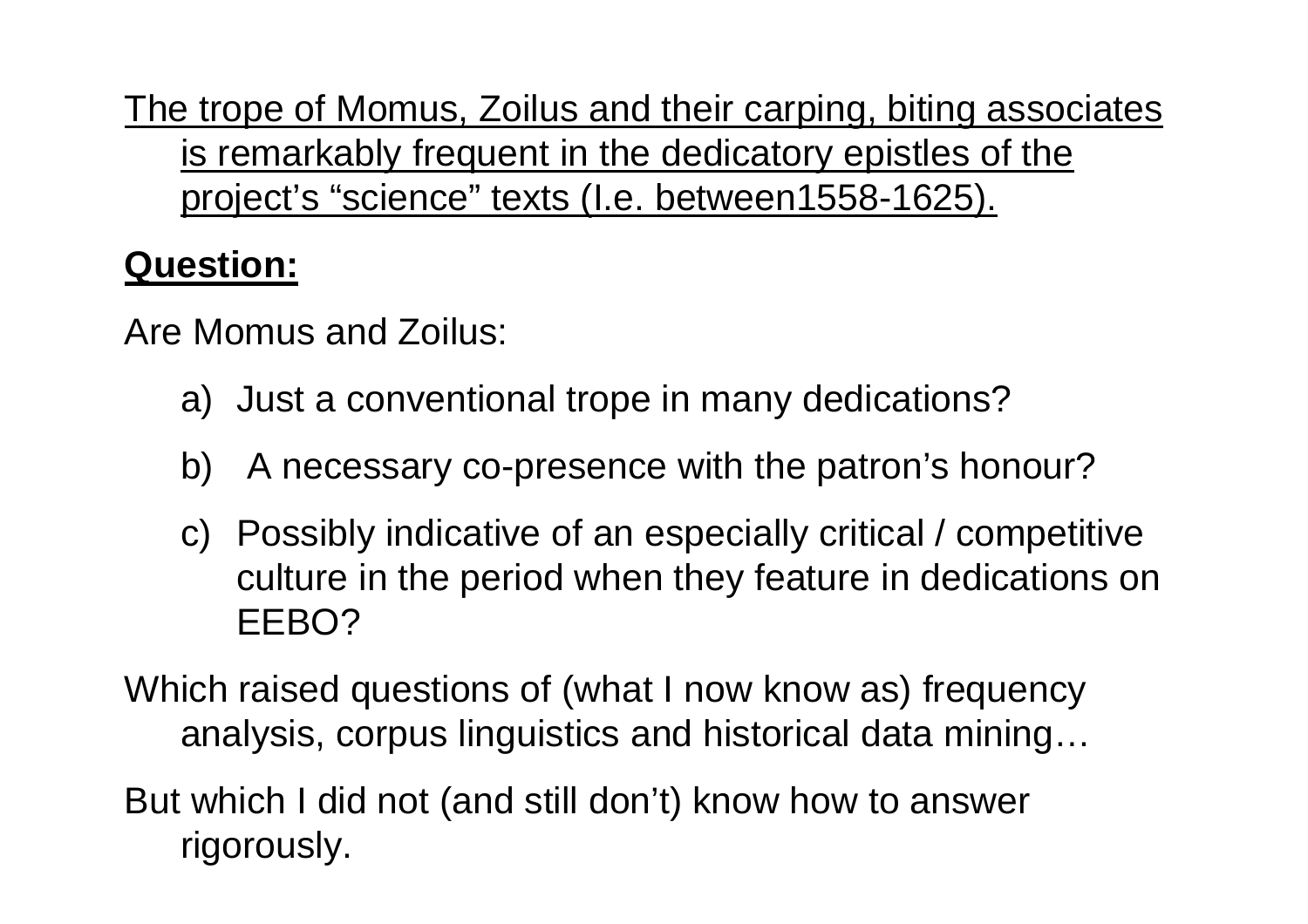The trope of Momus, Zoilus and their carping, biting associates is remarkably frequent in the dedicatory epistles of the project's "science" texts (I.e. between1558-1625).

**Question:**

Are Momus and Zoilus:

a) Just a conventional trope in many dedications?

b) A necessary co-presence with the patron's honour?

c) Possibly indicative of an especially critical / competitive culture in the period when they feature in dedications on EEBO?

Which raised questions of (what I now know as) frequency analysis, corpus linguistics and historical data mining…

But which I did not (and still don't) know how to answer rigorously.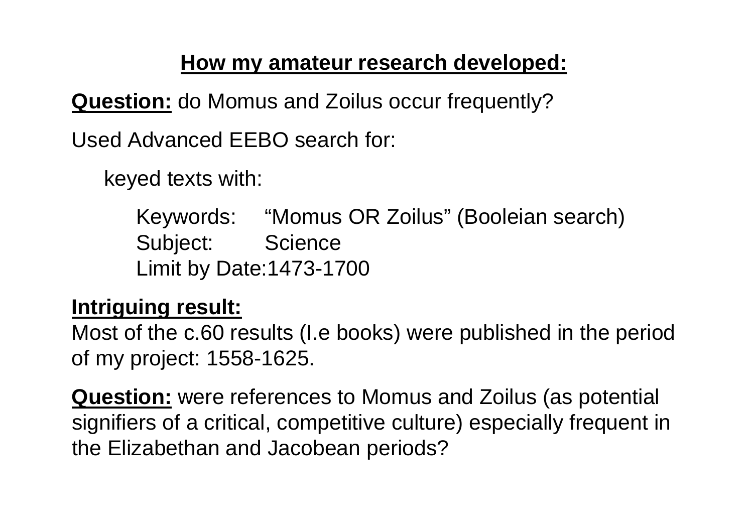## How my amateur research developed:

**Question:** do Momus and Zoilus occur frequently?

Used Advanced EEBO search for:

keyed texts with:

Keywords: "Momus OR Zoilus" (Booleian search)
Subject: Science
Limit by Date:1473-1700

**Intriguing result:**
Most of the c.60 results (I.e books) were published in the period of my project: 1558-1625.

**Question:** were references to Momus and Zoilus (as potential signifiers of a critical, competitive culture) especially frequent in the Elizabethan and Jacobean periods?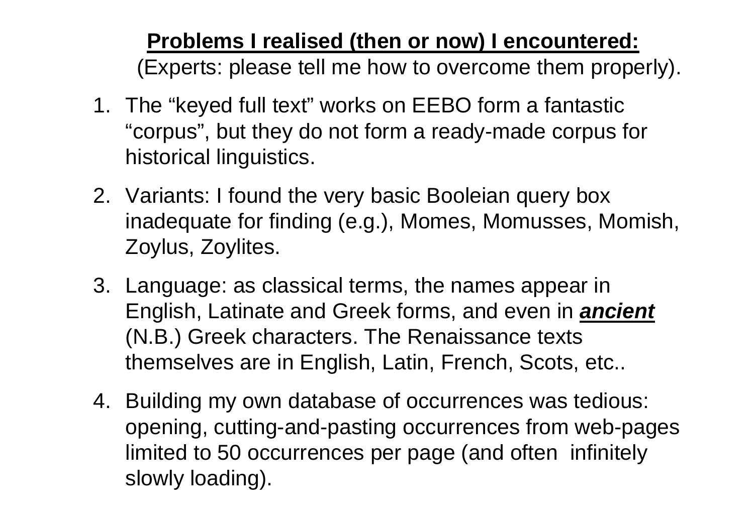# **Problems I realised (then or now) I encountered:**

(Experts: please tell me how to overcome them properly).

1. The "keyed full text" works on EEBO form a fantastic "corpus", but they do not form a ready-made corpus for historical linguistics.
2. Variants: I found the very basic Booleian query box inadequate for finding (e.g.), Momes, Momusses, Momish, Zoylus, Zoylites.
3. Language: as classical terms, the names appear in English, Latinate and Greek forms, and even in ***ancient*** (N.B.) Greek characters. The Renaissance texts themselves are in English, Latin, French, Scots, etc..
4. Building my own database of occurrences was tedious: opening, cutting-and-pasting occurrences from web-pages limited to 50 occurrences per page (and often infinitely slowly loading).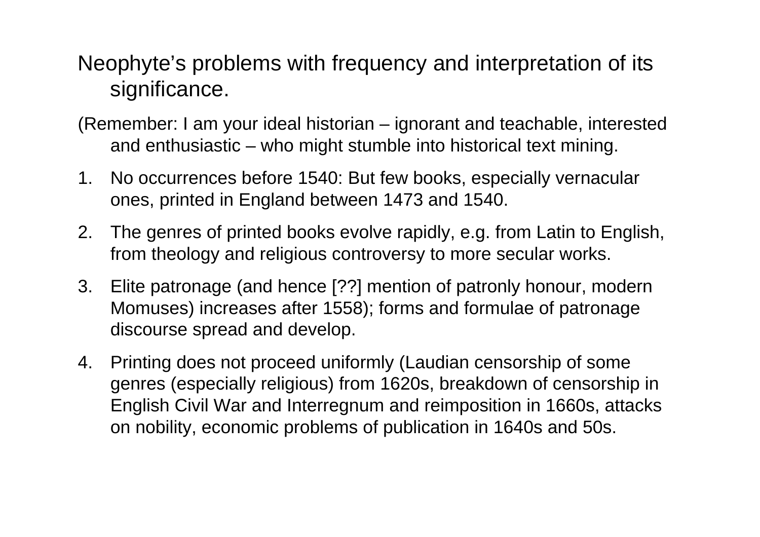Neophyte's problems with frequency and interpretation of its significance.

(Remember: I am your ideal historian – ignorant and teachable, interested and enthusiastic – who might stumble into historical text mining.

1. No occurrences before 1540: But few books, especially vernacular ones, printed in England between 1473 and 1540.
2. The genres of printed books evolve rapidly, e.g. from Latin to English, from theology and religious controversy to more secular works.
3. Elite patronage (and hence [??] mention of patronly honour, modern Momuses) increases after 1558); forms and formulae of patronage discourse spread and develop.
4. Printing does not proceed uniformly (Laudian censorship of some genres (especially religious) from 1620s, breakdown of censorship in English Civil War and Interregnum and reimposition in 1660s, attacks on nobility, economic problems of publication in 1640s and 50s.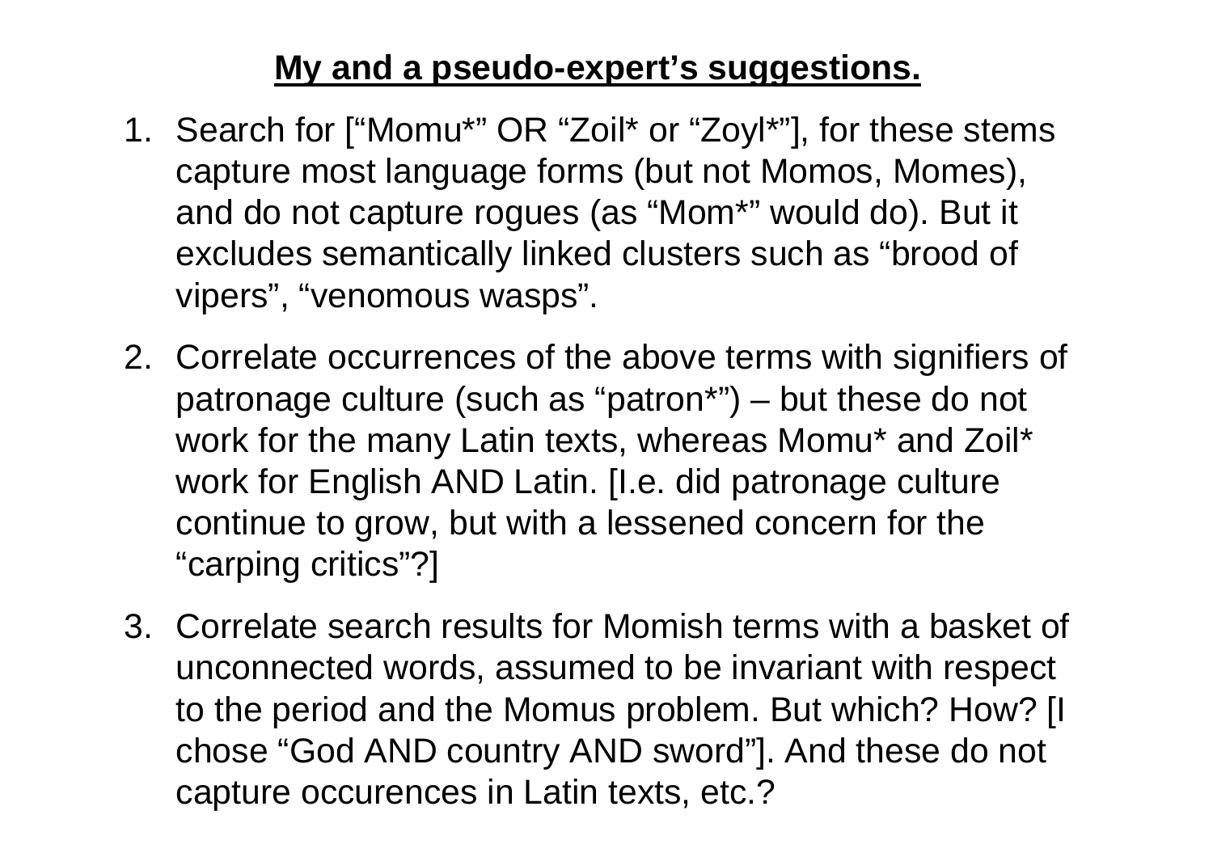**My and a pseudo-expert's suggestions.**

1. Search for ["Momu*" OR "Zoil* or "Zoyl*"], for these stems capture most language forms (but not Momos, Momes), and do not capture rogues (as "Mom*" would do). But it excludes semantically linked clusters such as "brood of vipers", "venomous wasps".
2. Correlate occurrences of the above terms with signifiers of patronage culture (such as "patron*") – but these do not work for the many Latin texts, whereas Momu* and Zoil* work for English AND Latin. [I.e. did patronage culture continue to grow, but with a lessened concern for the "carping critics"?]
3. Correlate search results for Momish terms with a basket of unconnected words, assumed to be invariant with respect to the period and the Momus problem. But which? How? [I chose "God AND country AND sword"]. And these do not capture occurences in Latin texts, etc.?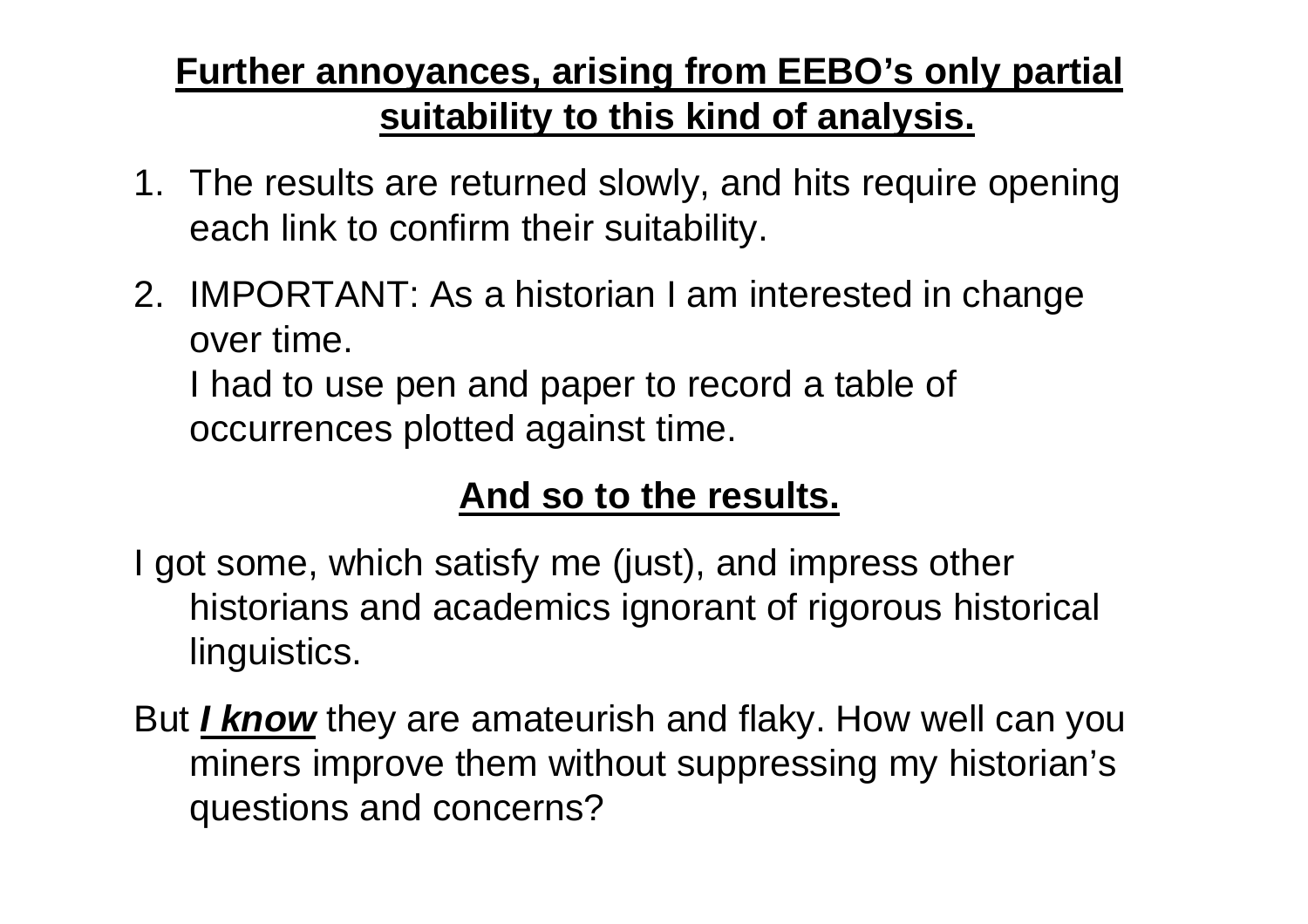## **Further annoyances, arising from EEBO's only partial suitability to this kind of analysis.**

1. The results are returned slowly, and hits require opening each link to confirm their suitability.
2. IMPORTANT: As a historian I am interested in change over time.
   I had to use pen and paper to record a table of occurrences plotted against time.

## **And so to the results.**

I got some, which satisfy me (just), and impress other historians and academics ignorant of rigorous historical linguistics.

But ***I know*** they are amateurish and flaky. How well can you miners improve them without suppressing my historian's questions and concerns?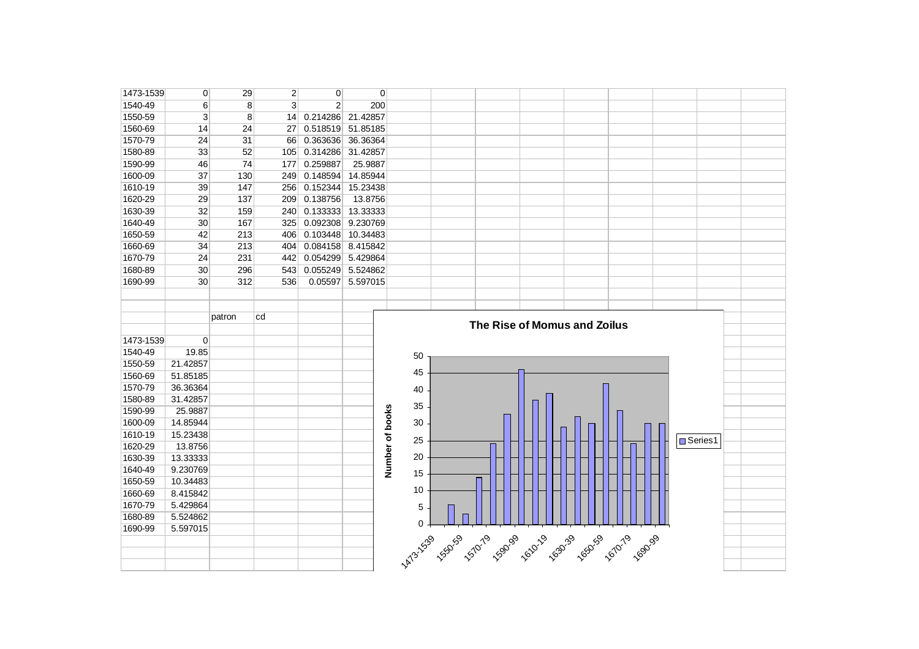| | | | | | |
|---|---|---|---|---|---|
| 1473-1539 | 0 | 29 | 2 | 0 | 0 |
| 1540-49 | 6 | 8 | 3 | 2 | 200 |
| 1550-59 | 3 | 8 | 14 | 0.214286 | 21.42857 |
| 1560-69 | 14 | 24 | 27 | 0.518519 | 51.85185 |
| 1570-79 | 24 | 31 | 66 | 0.363636 | 36.36364 |
| 1580-89 | 33 | 52 | 105 | 0.314286 | 31.42857 |
| 1590-99 | 46 | 74 | 177 | 0.259887 | 25.9887 |
| 1600-09 | 37 | 130 | 249 | 0.148594 | 14.85944 |
| 1610-19 | 39 | 147 | 256 | 0.152344 | 15.23438 |
| 1620-29 | 29 | 137 | 209 | 0.138756 | 13.8756 |
| 1630-39 | 32 | 159 | 240 | 0.133333 | 13.33333 |
| 1640-49 | 30 | 167 | 325 | 0.092308 | 9.230769 |
| 1650-59 | 42 | 213 | 406 | 0.103448 | 10.34483 |
| 1660-69 | 34 | 213 | 404 | 0.084158 | 8.415842 |
| 1670-79 | 24 | 231 | 442 | 0.054299 | 5.429864 |
| 1680-89 | 30 | 296 | 543 | 0.055249 | 5.524862 |
| 1690-99 | 30 | 312 | 536 | 0.05597 | 5.597015 |

| | | patron | cd |
|---|---|---|---|
| 1473-1539 | 0 | | |
| 1540-49 | 19.85 | | |
| 1550-59 | 21.42857 | | |
| 1560-69 | 51.85185 | | |
| 1570-79 | 36.36364 | | |
| 1580-89 | 31.42857 | | |
| 1590-99 | 25.9887 | | |
| 1600-09 | 14.85944 | | |
| 1610-19 | 15.23438 | | |
| 1620-29 | 13.8756 | | |
| 1630-39 | 13.33333 | | |
| 1640-49 | 9.230769 | | |
| 1650-59 | 10.34483 | | |
| 1660-69 | 8.415842 | | |
| 1670-79 | 5.429864 | | |
| 1680-89 | 5.524862 | | |
| 1690-99 | 5.597015 | | |

**The Rise of Momus and Zoilus**

Number of books

Series1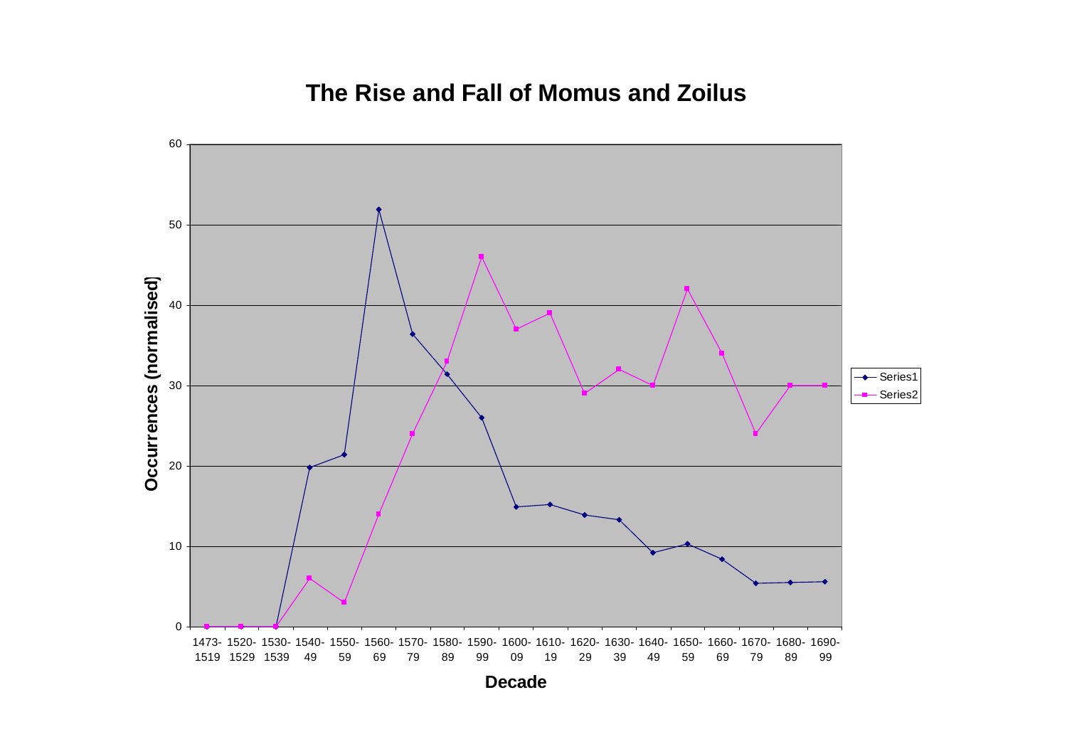# The Rise and Fall of Momus and Zoilus

Occurrences (normalised)

Decade: 1473-1519, 1520-1529, 1530-1539, 1540-49, 1550-59, 1560-69, 1570-79, 1580-89, 1590-99, 1600-09, 1610-19, 1620-29, 1630-39, 1640-49, 1650-59, 1660-69, 1670-79, 1680-89, 1690-99

Series1

Series2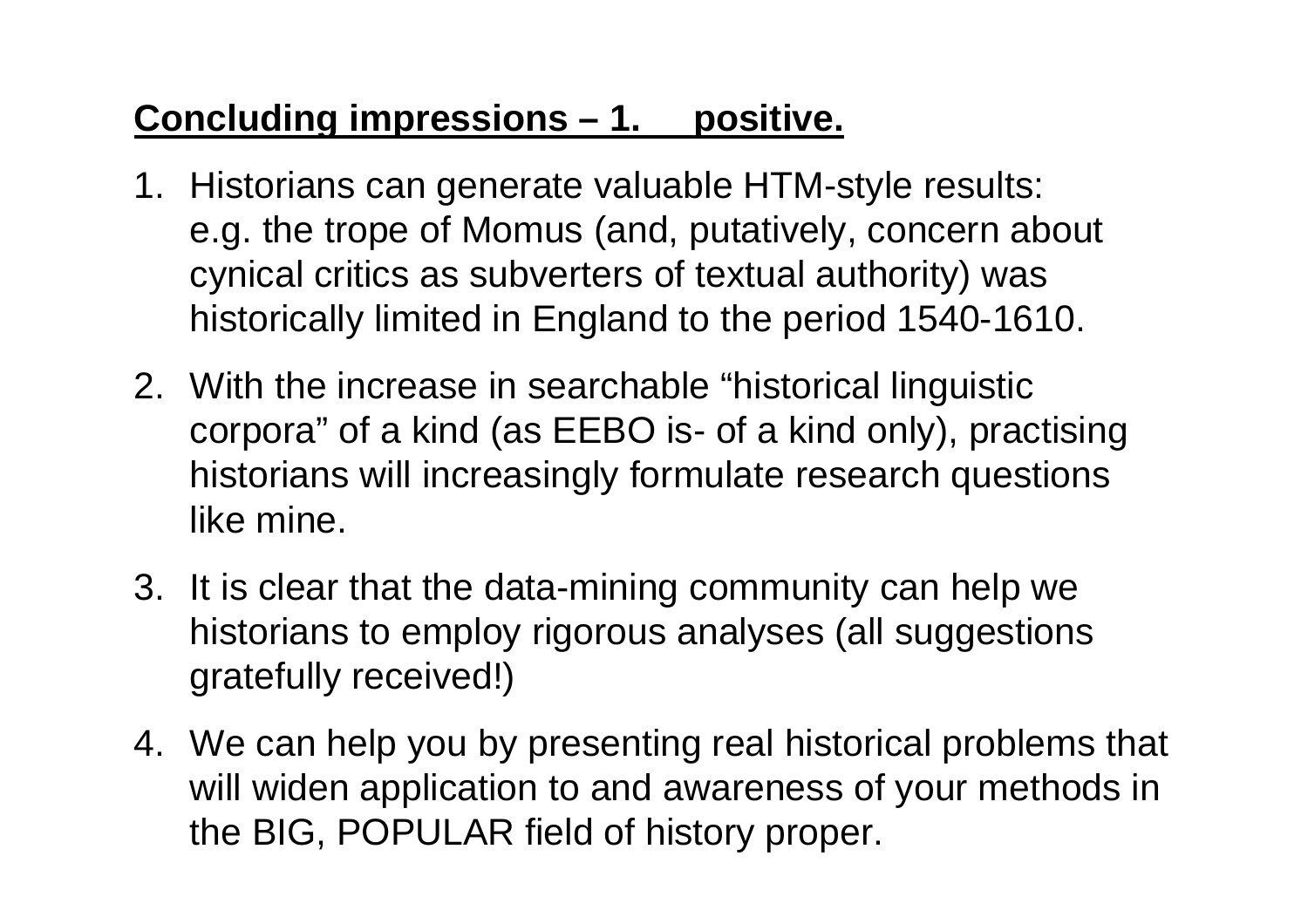## **Concluding impressions – 1. positive.**

1. Historians can generate valuable HTM-style results: e.g. the trope of Momus (and, putatively, concern about cynical critics as subverters of textual authority) was historically limited in England to the period 1540-1610.
2. With the increase in searchable "historical linguistic corpora" of a kind (as EEBO is- of a kind only), practising historians will increasingly formulate research questions like mine.
3. It is clear that the data-mining community can help we historians to employ rigorous analyses (all suggestions gratefully received!)
4. We can help you by presenting real historical problems that will widen application to and awareness of your methods in the BIG, POPULAR field of history proper.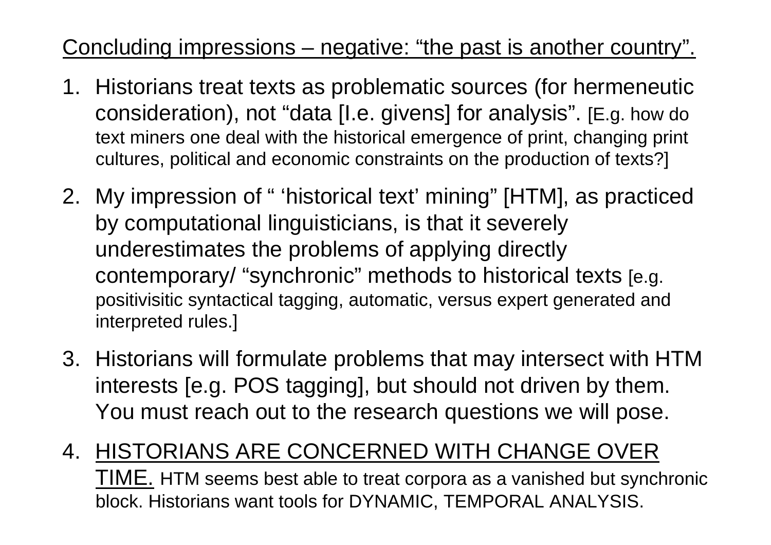<u>Concluding impressions – negative: “the past is another country”.</u>

1. Historians treat texts as problematic sources (for hermeneutic consideration), not “data [I.e. givens] for analysis”. [E.g. how do text miners one deal with the historical emergence of print, changing print cultures, political and economic constraints on the production of texts?]

2. My impression of “ ‘historical text’ mining” [HTM], as practiced by computational linguisticians, is that it severely underestimates the problems of applying directly contemporary/ “synchronic” methods to historical texts [e.g. positivisitic syntactical tagging, automatic, versus expert generated and interpreted rules.]

3. Historians will formulate problems that may intersect with HTM interests [e.g. POS tagging], but should not driven by them. You must reach out to the research questions we will pose.

4. <u>HISTORIANS ARE CONCERNED WITH CHANGE OVER TIME.</u> HTM seems best able to treat corpora as a vanished but synchronic block. Historians want tools for DYNAMIC, TEMPORAL ANALYSIS.